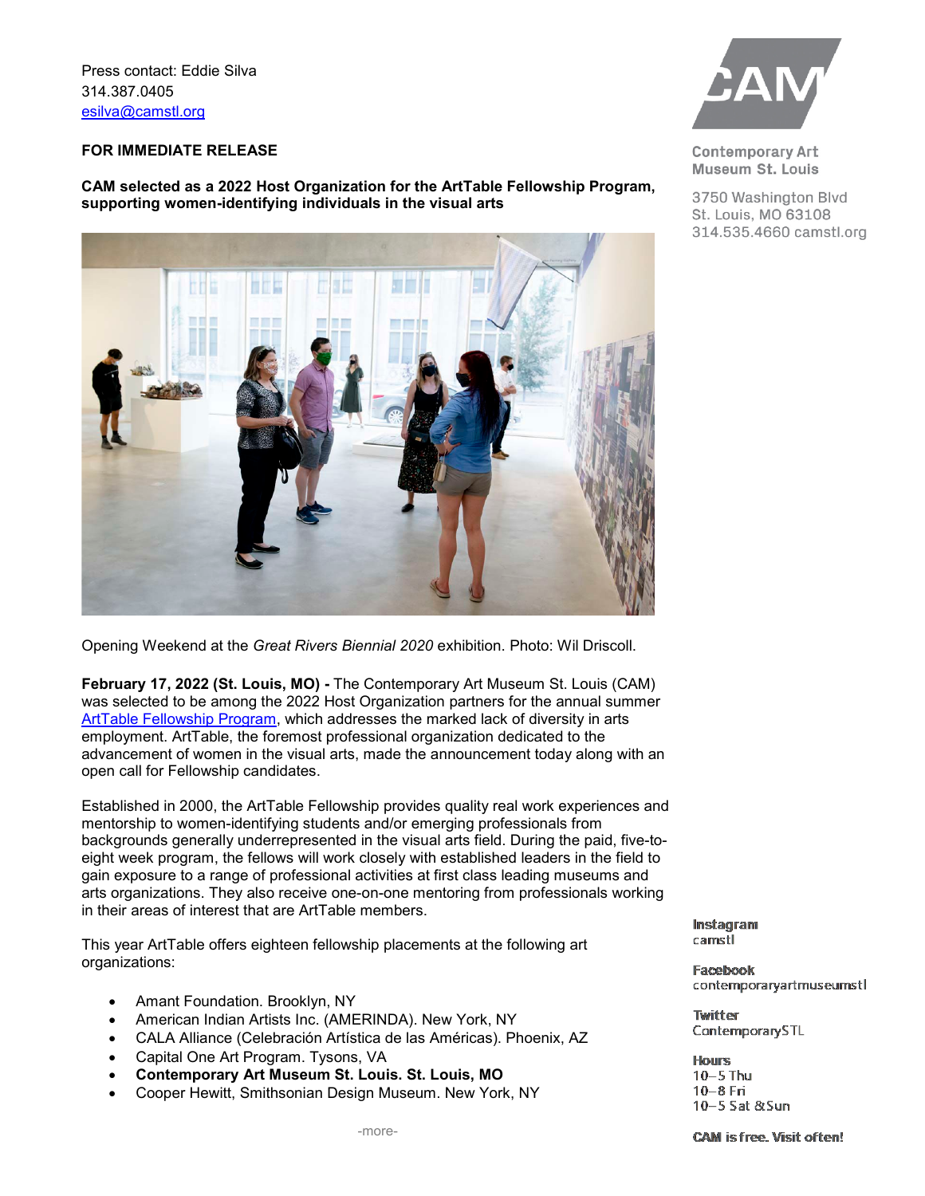Press contact: Eddie Silva
314.387.0405
esilva@camstl.org

Contemporary Art Museum St. Louis
3750 Washington Blvd
St. Louis, MO 63108
314.535.4660 camstl.org

**FOR IMMEDIATE RELEASE**

**CAM selected as a 2022 Host Organization for the ArtTable Fellowship Program, supporting women-identifying individuals in the visual arts**

Opening Weekend at the *Great Rivers Biennial 2020* exhibition. Photo: Wil Driscoll.

**February 17, 2022 (St. Louis, MO) -** The Contemporary Art Museum St. Louis (CAM) was selected to be among the 2022 Host Organization partners for the annual summer ArtTable Fellowship Program, which addresses the marked lack of diversity in arts employment. ArtTable, the foremost professional organization dedicated to the advancement of women in the visual arts, made the announcement today along with an open call for Fellowship candidates.

Established in 2000, the ArtTable Fellowship provides quality real work experiences and mentorship to women-identifying students and/or emerging professionals from backgrounds generally underrepresented in the visual arts field. During the paid, five-to-eight week program, the fellows will work closely with established leaders in the field to gain exposure to a range of professional activities at first class leading museums and arts organizations. They also receive one-on-one mentoring from professionals working in their areas of interest that are ArtTable members.

This year ArtTable offers eighteen fellowship placements at the following art organizations:

- Amant Foundation. Brooklyn, NY
- American Indian Artists Inc. (AMERINDA). New York, NY
- CALA Alliance (Celebración Artística de las Américas). Phoenix, AZ
- Capital One Art Program. Tysons, VA
- **Contemporary Art Museum St. Louis. St. Louis, MO**
- Cooper Hewitt, Smithsonian Design Museum. New York, NY

-more-

**Instagram**
camstl

**Facebook**
contemporaryartmuseumstl

**Twitter**
ContemporarySTL

**Hours**
10–5 Thu
10–8 Fri
10–5 Sat & Sun

**CAM is free. Visit often!**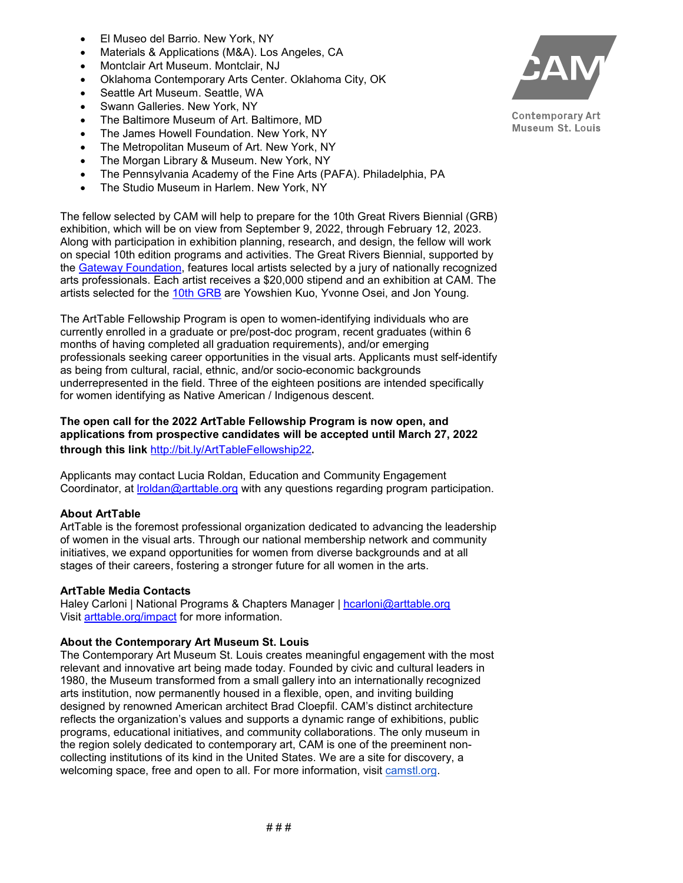- El Museo del Barrio. New York, NY
- Materials & Applications (M&A). Los Angeles, CA
- Montclair Art Museum. Montclair, NJ
- Oklahoma Contemporary Arts Center. Oklahoma City, OK
- Seattle Art Museum. Seattle, WA
- Swann Galleries. New York, NY
- The Baltimore Museum of Art. Baltimore, MD
- The James Howell Foundation. New York, NY
- The Metropolitan Museum of Art. New York, NY
- The Morgan Library & Museum. New York, NY
- The Pennsylvania Academy of the Fine Arts (PAFA). Philadelphia, PA
- The Studio Museum in Harlem. New York, NY

CAM

Contemporary Art Museum St. Louis

The fellow selected by CAM will help to prepare for the 10th Great Rivers Biennial (GRB) exhibition, which will be on view from September 9, 2022, through February 12, 2023. Along with participation in exhibition planning, research, and design, the fellow will work on special 10th edition programs and activities. The Great Rivers Biennial, supported by the Gateway Foundation, features local artists selected by a jury of nationally recognized arts professionals. Each artist receives a $20,000 stipend and an exhibition at CAM. The artists selected for the 10th GRB are Yowshien Kuo, Yvonne Osei, and Jon Young.

The ArtTable Fellowship Program is open to women-identifying individuals who are currently enrolled in a graduate or pre/post-doc program, recent graduates (within 6 months of having completed all graduation requirements), and/or emerging professionals seeking career opportunities in the visual arts. Applicants must self-identify as being from cultural, racial, ethnic, and/or socio-economic backgrounds underrepresented in the field. Three of the eighteen positions are intended specifically for women identifying as Native American / Indigenous descent.

**The open call for the 2022 ArtTable Fellowship Program is now open, and applications from prospective candidates will be accepted until March 27, 2022 through this link** http://bit.ly/ArtTableFellowship22**.**

Applicants may contact Lucia Roldan, Education and Community Engagement Coordinator, at lroldan@arttable.org with any questions regarding program participation.

**About ArtTable**
ArtTable is the foremost professional organization dedicated to advancing the leadership of women in the visual arts. Through our national membership network and community initiatives, we expand opportunities for women from diverse backgrounds and at all stages of their careers, fostering a stronger future for all women in the arts.

**ArtTable Media Contacts**
Haley Carloni | National Programs & Chapters Manager | hcarloni@arttable.org
Visit arttable.org/impact for more information.

**About the Contemporary Art Museum St. Louis**
The Contemporary Art Museum St. Louis creates meaningful engagement with the most relevant and innovative art being made today. Founded by civic and cultural leaders in 1980, the Museum transformed from a small gallery into an internationally recognized arts institution, now permanently housed in a flexible, open, and inviting building designed by renowned American architect Brad Cloepfil. CAM's distinct architecture reflects the organization's values and supports a dynamic range of exhibitions, public programs, educational initiatives, and community collaborations. The only museum in the region solely dedicated to contemporary art, CAM is one of the preeminent non-collecting institutions of its kind in the United States. We are a site for discovery, a welcoming space, free and open to all. For more information, visit camstl.org.

# # #